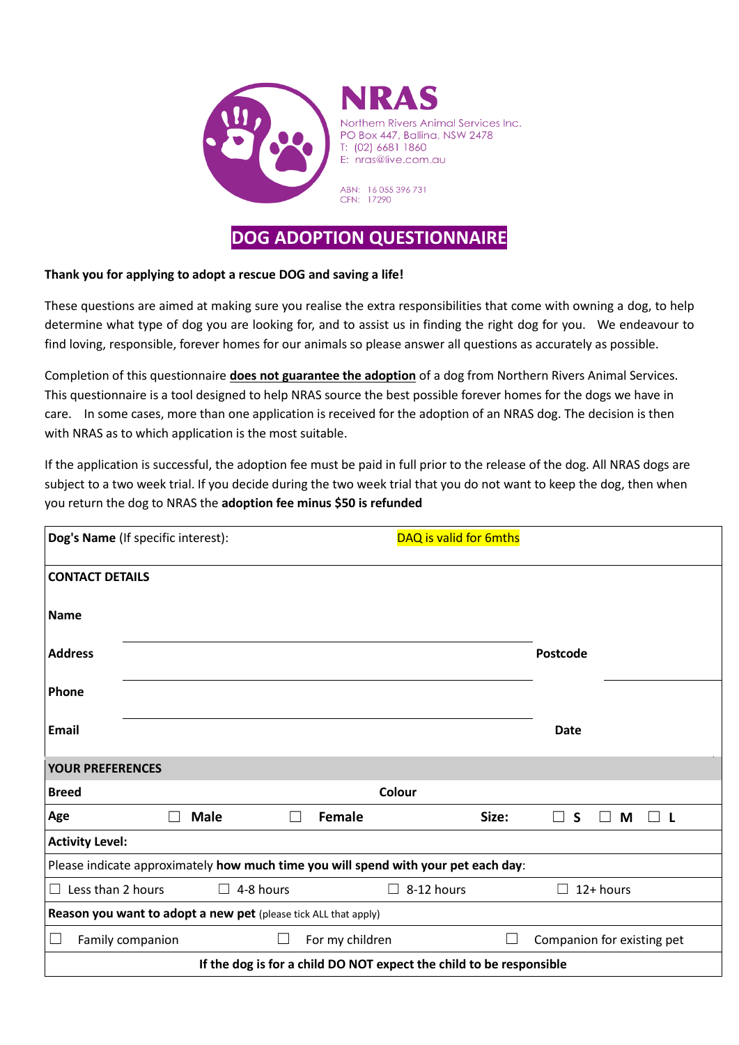**NRAS**

Northern Rivers Animal Services Inc.
PO Box 447, Ballina, NSW 2478
T: (02) 6681 1860
E: nras@live.com.au

ABN: 16 055 396 731
CFN: 17290

# DOG ADOPTION QUESTIONNAIRE

**Thank you for applying to adopt a rescue DOG and saving a life!**

These questions are aimed at making sure you realise the extra responsibilities that come with owning a dog, to help determine what type of dog you are looking for, and to assist us in finding the right dog for you. We endeavour to find loving, responsible, forever homes for our animals so please answer all questions as accurately as possible.

Completion of this questionnaire **does not guarantee the adoption** of a dog from Northern Rivers Animal Services. This questionnaire is a tool designed to help NRAS source the best possible forever homes for the dogs we have in care. In some cases, more than one application is received for the adoption of an NRAS dog. The decision is then with NRAS as to which application is the most suitable.

If the application is successful, the adoption fee must be paid in full prior to the release of the dog. All NRAS dogs are subject to a two week trial. If you decide during the two week trial that you do not want to keep the dog, then when you return the dog to NRAS the **adoption fee minus $50 is refunded**

| **Dog's Name** (If specific interest): | | DAQ is valid for 6mths | |
|---|---|---|---|
| **CONTACT DETAILS** | | | |
| **Name** | | | |
| **Address** | | **Postcode** | |
| **Phone** | | | |
| **Email** | | **Date** | |
| **YOUR PREFERENCES** | | | |
| **Breed** | | **Colour** | |
| **Age** | ☐ **Male** | ☐ **Female** | **Size:** ☐ **S** ☐ **M** ☐ **L** |
| **Activity Level:** | | | |
| Please indicate approximately **how much time you will spend with your pet each day**: | | | |
| ☐ Less than 2 hours | ☐ 4-8 hours | ☐ 8-12 hours | ☐ 12+ hours |
| **Reason you want to adopt a new pet** (please tick ALL that apply) | | | |
| ☐ Family companion | ☐ For my children | ☐ Companion for existing pet | |
| **If the dog is for a child DO NOT expect the child to be responsible** | | | |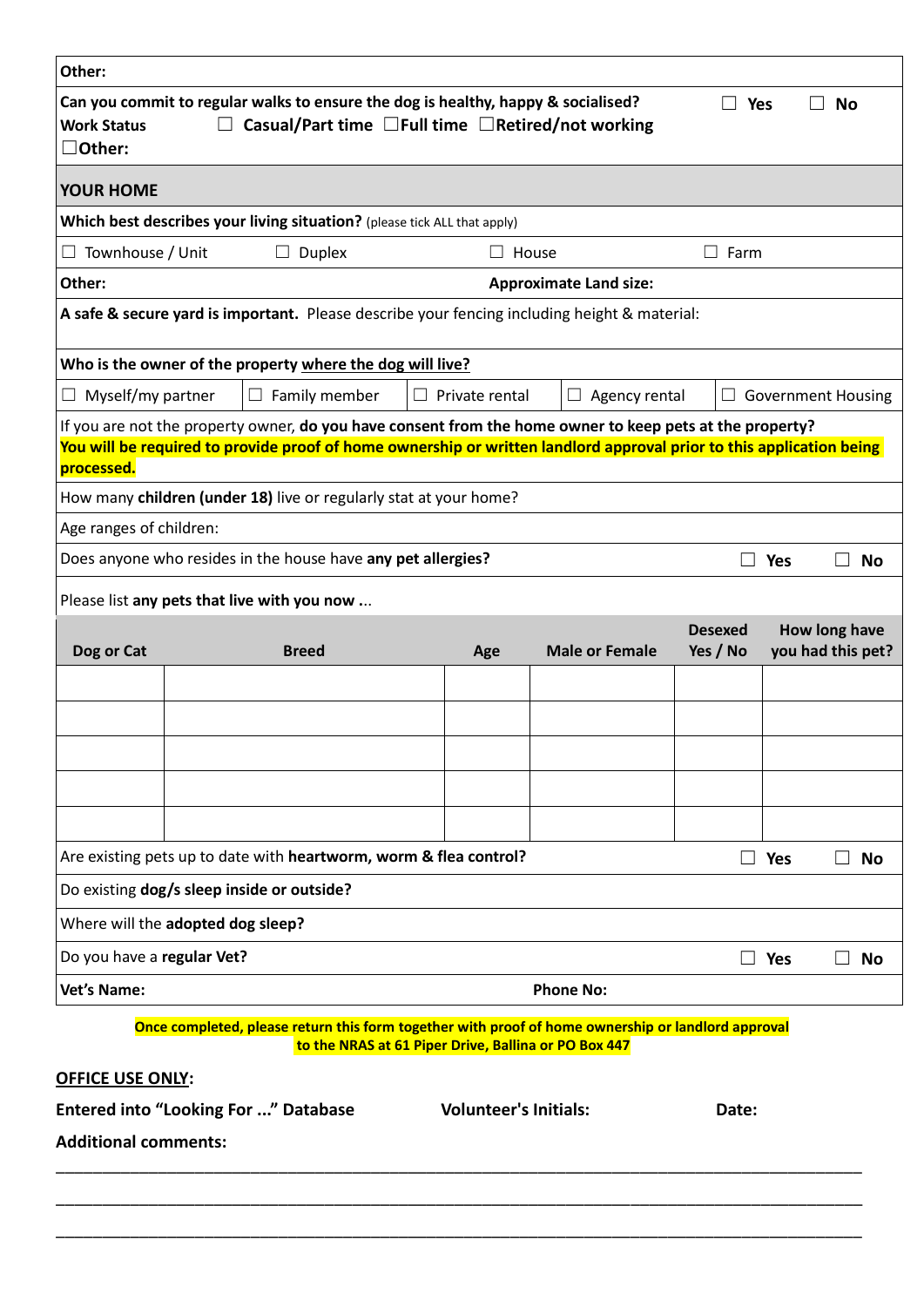**Other:**

**Can you commit to regular walks to ensure the dog is healthy, happy & socialised?** ☐ **Yes** ☐ **No**

**Work Status** ☐ **Casual/Part time** ☐**Full time** ☐**Retired/not working**

☐**Other:**

## YOUR HOME

**Which best describes your living situation?** (please tick ALL that apply)

☐ Townhouse / Unit ☐ Duplex ☐ House ☐ Farm

**Other:** **Approximate Land size:**

**A safe & secure yard is important.** Please describe your fencing including height & material:

**Who is the owner of the property where the dog will live?**

☐ Myself/my partner ☐ Family member ☐ Private rental ☐ Agency rental ☐ Government Housing

If you are not the property owner, **do you have consent from the home owner to keep pets at the property?**

**You will be required to provide proof of home ownership or written landlord approval prior to this application being processed.**

How many **children (under 18)** live or regularly stat at your home?

Age ranges of children:

Does anyone who resides in the house have **any pet allergies?** ☐ **Yes** ☐ **No**

Please list **any pets that live with you now** ...

| Dog or Cat | Breed | Age | Male or Female | Desexed Yes / No | How long have you had this pet? |
|---|---|---|---|---|---|
| | | | | | |
| | | | | | |
| | | | | | |
| | | | | | |
| | | | | | |

Are existing pets up to date with **heartworm, worm & flea control?** ☐ **Yes** ☐ **No**

Do existing **dog/s sleep inside or outside?**

Where will the **adopted dog sleep?**

Do you have a **regular Vet?** ☐ **Yes** ☐ **No**

**Vet's Name:** **Phone No:**

**Once completed, please return this form together with proof of home ownership or landlord approval to the NRAS at 61 Piper Drive, Ballina or PO Box 447**

**OFFICE USE ONLY:**

**Entered into "Looking For ..." Database** **Volunteer's Initials:** **Date:**

**Additional comments:**

\_\_\_\_\_\_\_\_\_\_\_\_\_\_\_\_\_\_\_\_\_\_\_\_\_\_\_\_\_\_\_\_\_\_\_\_\_\_\_\_\_\_\_\_\_\_\_\_\_\_\_\_\_\_\_\_\_\_\_\_\_\_\_\_\_\_\_\_\_\_\_\_

\_\_\_\_\_\_\_\_\_\_\_\_\_\_\_\_\_\_\_\_\_\_\_\_\_\_\_\_\_\_\_\_\_\_\_\_\_\_\_\_\_\_\_\_\_\_\_\_\_\_\_\_\_\_\_\_\_\_\_\_\_\_\_\_\_\_\_\_\_\_\_\_

\_\_\_\_\_\_\_\_\_\_\_\_\_\_\_\_\_\_\_\_\_\_\_\_\_\_\_\_\_\_\_\_\_\_\_\_\_\_\_\_\_\_\_\_\_\_\_\_\_\_\_\_\_\_\_\_\_\_\_\_\_\_\_\_\_\_\_\_\_\_\_\_